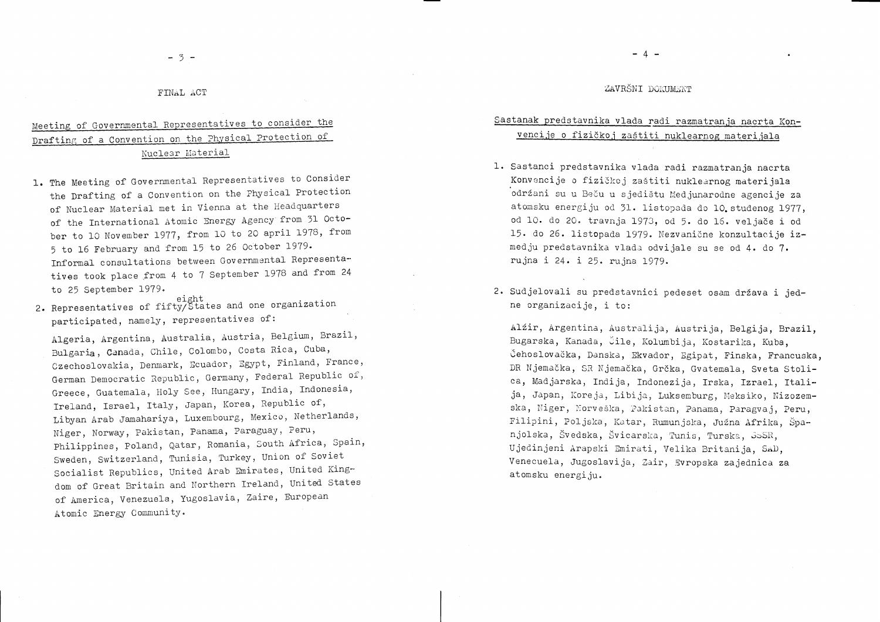## FINAL ACT

### Meeting of Governmental Representatives to consider the Drafting of a Convention on the Physical Protection of Nuclear Material

1. The Meeting of Governmental Representatives to Consider the Drafting of a Convention on the Physical Protection of Nuclear Material met in Vienna at the Headquarters of the International Atomic Energy Agency from 31 October to 10 November 1977, from 10 to 20 april 1978, from 5 to 16 February and from 15 to 26 October 1979. Informal consultations between Governmental Representatives took place from 4 to 7 September 1978 and from 24 to 25 September 1979.

2. Representatives of fifty/eight States and one organization participated, namely, representatives of:

   Algeria, Argentina, Australia, Austria, Belgium, Brazil, Bulgaria, Canada, Chile, Colombo, Costa Rica, Cuba, Czechoslovakia, Denmark, Ecuador, Egypt, Finland, France, German Democratic Republic, Germany, Federal Republic of, Greece, Guatemala, Holy See, Hungary, India, Indonesia, Ireland, Israel, Italy, Japan, Korea, Republic of, Libyan Arab Jamahariya, Luxembourg, Mexico, Netherlands, Niger, Norway, Pakistan, Panama, Paraguay, Peru, Philippines, Poland, Qatar, Romania, South Africa, Spain, Sweden, Switzerland, Tunisia, Turkey, Union of Soviet Socialist Republics, United Arab Emirates, United Kingdom of Great Britain and Northern Ireland, United States of America, Venezuela, Yugoslavia, Zaire, European Atomic Energy Community.

## ZAVRŠNI DOKUMENT

### Sastanak predstavnika vlada radi razmatranja nacrta Konvencije o fizičkoj zaštiti nuklearnog materijala

1. Sastanci predstavnika vlada radi razmatranja nacrta Konvencije o fizičkoj zaštiti nuklearnog materijala održani su u Beču u sjedištu Medjunarodne agencije za atomsku energiju od 31. listopada do 10. studenog 1977, od 10. do 20. travnja 1978, od 5. do 16. veljače i od 15. do 26. listopada 1979. Nezvanične konzultacije izmedju predstavnika vlada odvijale su se od 4. do 7. rujna i 24. i 25. rujna 1979.

2. Sudjelovali su predstavnici pedeset osam država i jedne organizacije, i to:

   Alžir, Argentina, Australija, Austrija, Belgija, Brazil, Bugarska, Kanada, Čile, Kolumbija, Kostarika, Kuba, Čehoslovačka, Danska, Ekvador, Egipat, Finska, Francuska, DR Njemačka, SR Njemačka, Grčka, Gvatemala, Sveta Stolica, Madjarska, Indija, Indonezija, Irska, Izrael, Italija, Japan, Koreja, Libija, Luksemburg, Meksiko, Nizozemska, Niger, Norveška, Pakistan, Panama, Paragvaj, Peru, Filipini, Poljska, Katar, Rumunjska, Južna Afrika, Španjolska, Švedska, Švicarska, Tunis, Turska, SSSR, Ujedinjeni Arapski Emirati, Velika Britanija, SAD, Venecuela, Jugoslavija, Zair, Evropska zajednica za atomsku energiju.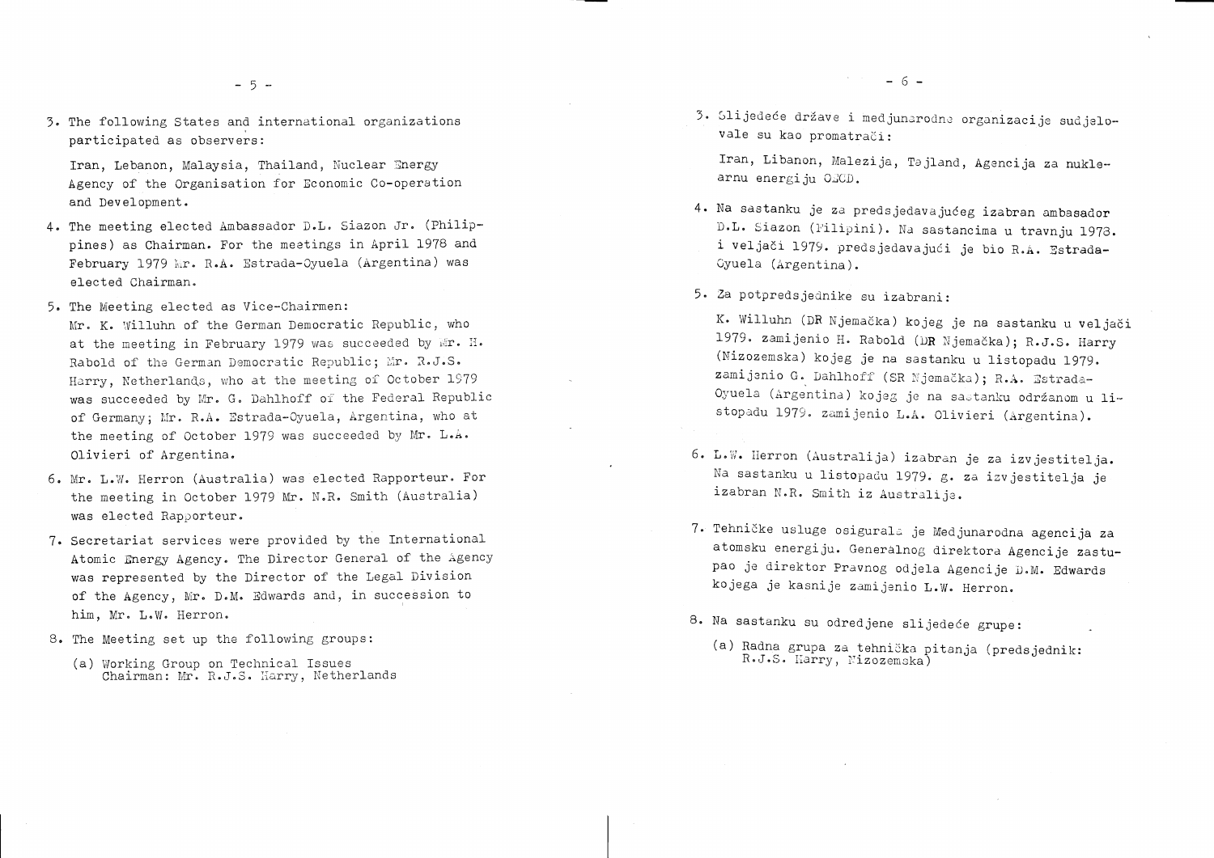3. The following States and international organizations participated as observers:

   Iran, Lebanon, Malaysia, Thailand, Nuclear Energy Agency of the Organisation for Economic Co-operation and Development.

4. The meeting elected Ambassador D.L. Siazon Jr. (Philippines) as Chairman. For the meetings in April 1978 and February 1979 Mr. R.A. Estrada-Oyuela (Argentina) was elected Chairman.

5. The Meeting elected as Vice-Chairmen:
   Mr. K. Willuhn of the German Democratic Republic, who at the meeting in February 1979 was succeeded by Mr. H. Rabold of the German Democratic Republic; Mr. R.J.S. Harry, Netherlands, who at the meeting of October 1979 was succeeded by Mr. G. Dahlhoff of the Federal Republic of Germany; Mr. R.A. Estrada-Oyuela, Argentina, who at the meeting of October 1979 was succeeded by Mr. L.A. Olivieri of Argentina.

6. Mr. L.W. Herron (Australia) was elected Rapporteur. For the meeting in October 1979 Mr. N.R. Smith (Australia) was elected Rapporteur.

7. Secretariat services were provided by the International Atomic Energy Agency. The Director General of the Agency was represented by the Director of the Legal Division of the Agency, Mr. D.M. Edwards and, in succession to him, Mr. L.W. Herron.

8. The Meeting set up the following groups:

   (a) Working Group on Technical Issues
   Chairman: Mr. R.J.S. Harry, Netherlands

3. Slijedeće države i medjunarodne organizacije sudjelovale su kao promatrači:

   Iran, Libanon, Malezija, Tajland, Agencija za nuklearnu energiju OECD.

4. Na sastanku je za predsjedavajućeg izabran ambasador D.L. Siazon (Filipini). Na sastancima u travnju 1978. i veljači 1979. predsjedavajući je bio R.A. Estrada-Oyuela (Argentina).

5. Za potpredsjednike su izabrani:

   K. Willuhn (DR Njemačka) kojeg je na sastanku u veljači 1979. zamijenio H. Rabold (DR Njemačka); R.J.S. Harry (Nizozemska) kojeg je na sastanku u listopadu 1979. zamijenio G. Dahlhoff (SR Njemačka); R.A. Estrada-Oyuela (Argentina) kojeg je na sastanku održanom u listopadu 1979. zamijenio L.A. Olivieri (Argentina).

6. L.W. Herron (Australija) izabran je za izvjestitelja. Na sastanku u listopadu 1979. g. za izvjestitelja je izabran N.R. Smith iz Australije.

7. Tehničke usluge osigurala je Medjunarodna agencija za atomsku energiju. Generalnog direktora Agencije zastupao je direktor Pravnog odjela Agencije D.M. Edwards kojega je kasnije zamijenio L.W. Herron.

8. Na sastanku su odredjene slijedeće grupe:

   (a) Radna grupa za tehnička pitanja (predsjednik: R.J.S. Harry, Nizozemska)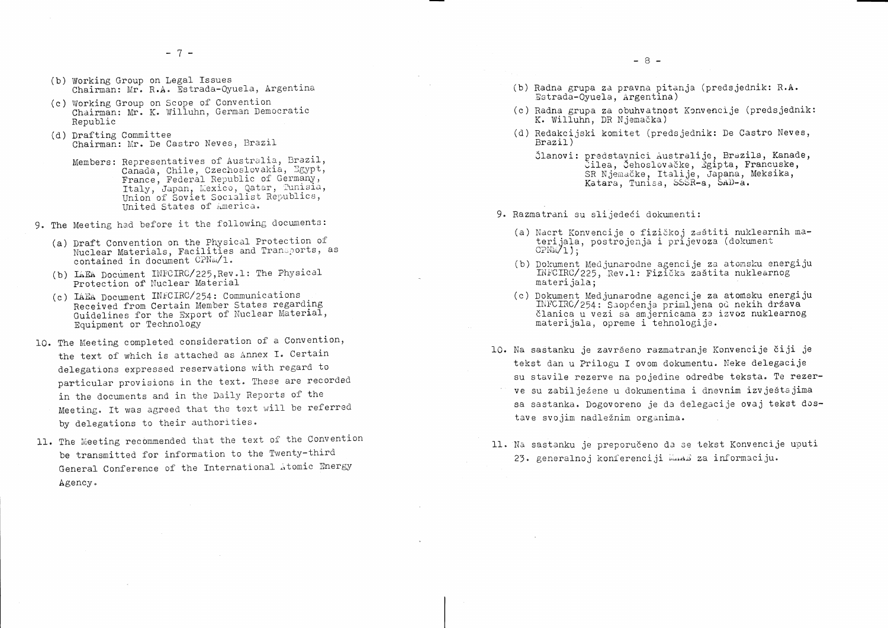(b) Working Group on Legal Issues
Chairman: Mr. R.A. Estrada-Oyuela, Argentina

(c) Working Group on Scope of Convention
Chairman: Mr. K. Willuhn, German Democratic Republic

(d) Drafting Committee
Chairman: Mr. De Castro Neves, Brazil

Members: Representatives of Australia, Brazil, Canada, Chile, Czechoslovakia, Egypt, France, Federal Republic of Germany, Italy, Japan, Mexico, Qatar, Tunisia, Union of Soviet Socialist Republics, United States of America.

9. The Meeting had before it the following documents:

(a) Draft Convention on the Physical Protection of Nuclear Materials, Facilities and Transports, as contained in document CPNM/1.

(b) IAEA Document INFCIRC/225,Rev.1: The Physical Protection of Nuclear Material

(c) IAEA Document INFCIRC/254: Communications Received from Certain Member States regarding Guidelines for the Export of Nuclear Material, Equipment or Technology

10. The Meeting completed consideration of a Convention, the text of which is attached as Annex I. Certain delegations expressed reservations with regard to particular provisions in the text. These are recorded in the documents and in the Daily Reports of the Meeting. It was agreed that the text will be referred by delegations to their authorities.

11. The Meeting recommended that the text of the Convention be transmitted for information to the Twenty-third General Conference of the International Atomic Energy Agency.

(b) Radna grupa za pravna pitanja (predsjednik: R.A. Estrada-Oyuela, Argentina)

(c) Radna grupa za obuhvatnost Konvencije (predsjednik: K. Willuhn, DR Njemačka)

(d) Redakcijski komitet (predsjednik: De Castro Neves, Brazil)

Članovi: predstavnici Australije, Brazila, Kanade, Čilea, Čehoslovačke, Egipta, Francuske, SR Njemačke, Italije, Japana, Meksika, Katara, Tunisa, SSSR-a, SAD-a.

9. Razmatrani su slijedeći dokumenti:

(a) Nacrt Konvencije o fizičkoj zaštiti nuklearnih materijala, postrojenja i prijevoza (dokument CPNM/1);

(b) Dokument Medjunarodne agencije za atomsku energiju INFCIRC/225, Rev.1: Fizička zaštita nuklearnog materijala;

(c) Dokument Medjunarodne agencije za atomsku energiju INFCIRC/254: Saopćenja primljena od nekih država članica u vezi sa smjernicama za izvoz nuklearnog materijala, opreme i tehnologije.

10. Na sastanku je završeno razmatranje Konvencije čiji je tekst dan u Prilogu I ovom dokumentu. Neke delegacije su stavile rezerve na pojedine odredbe teksta. Te rezerve su zabilježene u dokumentima i dnevnim izvještajima sa sastanka. Dogovoreno je da delegacije ovaj tekst dostave svojim nadležnim organima.

11. Na sastanku je preporučeno da se tekst Konvencije uputi 23. generalnoj konferenciji MAAE za informaciju.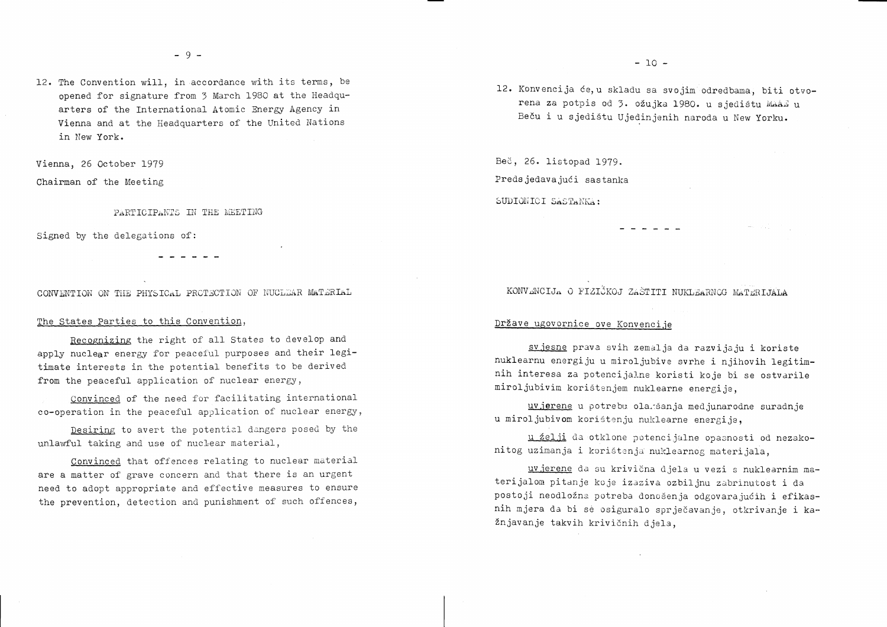12. The Convention will, in accordance with its terms, be opened for signature from 3 March 1980 at the Headquarters of the International Atomic Energy Agency in Vienna and at the Headquarters of the United Nations in New York.

Vienna, 26 October 1979

Chairman of the Meeting

PARTICIPANTS IN THE MEETING

Signed by the delegations of:

\- - - - - -

CONVENTION ON THE PHYSICAL PROTECTION OF NUCLEAR MATERIAL

The States Parties to this Convention,

Recognizing the right of all States to develop and apply nuclear energy for peaceful purposes and their legitimate interests in the potential benefits to be derived from the peaceful application of nuclear energy,

Convinced of the need for facilitating international co-operation in the peaceful application of nuclear energy,

Desiring to avert the potential dangers posed by the unlawful taking and use of nuclear material,

Convinced that offences relating to nuclear material are a matter of grave concern and that there is an urgent need to adopt appropriate and effective measures to ensure the prevention, detection and punishment of such offences,

12. Konvencija će, u skladu sa svojim odredbama, biti otvorena za potpis od 3. ožujka 1980. u sjedištu MAAE u Beču i u sjedištu Ujedinjenih naroda u New Yorku.

Beč, 26. listopad 1979.

Predsjedavajući sastanka

SUDIONICI SASTANKA:

\- - - - - -

KONVENCIJA O FIZIČKOJ ZAŠTITI NUKLEARNOG MATERIJALA

Države ugovornice ove Konvencije

svjesne prava svih zemalja da razvijaju i koriste nuklearnu energiju u miroljubive svrhe i njihovih legitimnih interesa za potencijalne koristi koje bi se ostvarile miroljubivim korištenjem nuklearne energije,

uvjerene u potrebu olakšanja medjunarodne suradnje u miroljubivom korištenju nuklearne energije,

u želji da otklone potencijalne opasnosti od nezakonitog uzimanja i korištenja nuklearnog materijala,

uvjerene da su krivična djela u vezi s nuklearnim materijalom pitanje koje izaziva ozbiljnu zabrinutost i da postoji neodložna potreba donošenja odgovarajućih i efikasnih mjera da bi se osiguralo sprječavanje, otkrivanje i kažnjavanje takvih krivičnih djela,